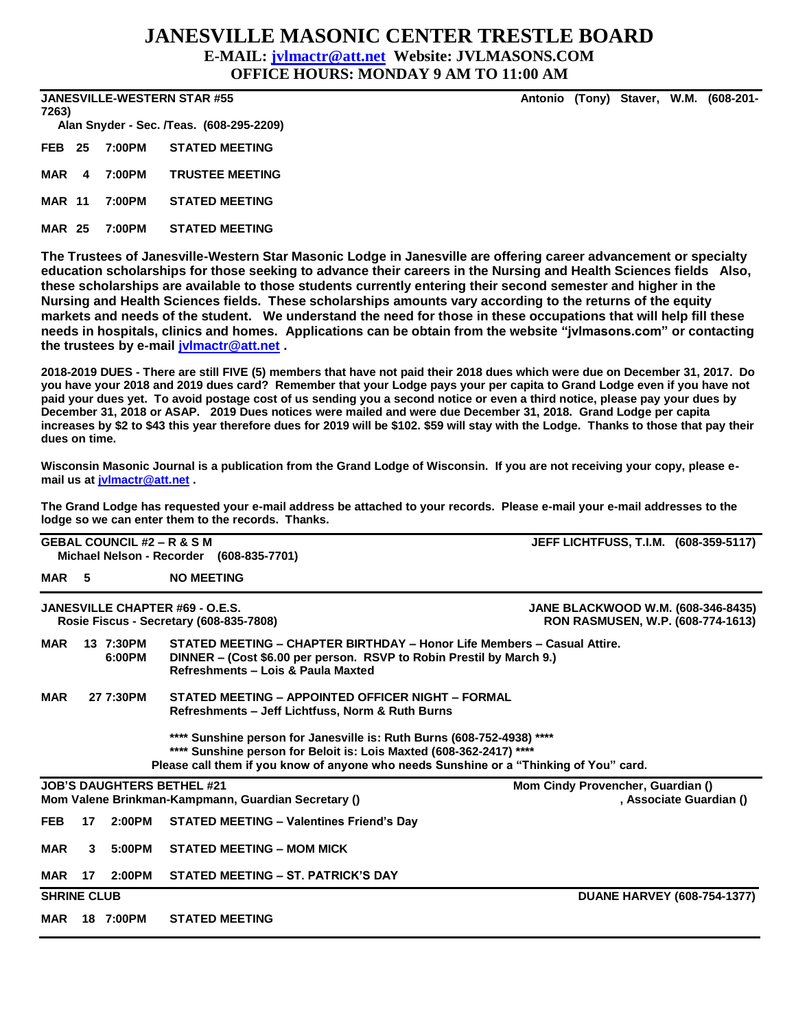# JANESVILLE MASONIC CENTER TRESTLE BOARD

**E-MAIL: jvlmactr@att.net Website: JVLMASONS.COM**

**OFFICE HOURS: MONDAY 9 AM TO 11:00 AM**

---

**JANESVILLE-WESTERN STAR #55** — **Antonio (Tony) Staver, W.M. (608-201-7263)**

**Alan Snyder - Sec. /Teas. (608-295-2209)**

| | | |
|---|---|---|
| **FEB 25** | **7:00PM** | **STATED MEETING** |
| **MAR 4** | **7:00PM** | **TRUSTEE MEETING** |
| **MAR 11** | **7:00PM** | **STATED MEETING** |
| **MAR 25** | **7:00PM** | **STATED MEETING** |

**The Trustees of Janesville-Western Star Masonic Lodge in Janesville are offering career advancement or specialty education scholarships for those seeking to advance their careers in the Nursing and Health Sciences fields Also, these scholarships are available to those students currently entering their second semester and higher in the Nursing and Health Sciences fields. These scholarships amounts vary according to the returns of the equity markets and needs of the student. We understand the need for those in these occupations that will help fill these needs in hospitals, clinics and homes. Applications can be obtain from the website "jvlmasons.com" or contacting the trustees by e-mail jvlmactr@att.net .**

**2018-2019 DUES - There are still FIVE (5) members that have not paid their 2018 dues which were due on December 31, 2017. Do you have your 2018 and 2019 dues card? Remember that your Lodge pays your per capita to Grand Lodge even if you have not paid your dues yet. To avoid postage cost of us sending you a second notice or even a third notice, please pay your dues by December 31, 2018 or ASAP. 2019 Dues notices were mailed and were due December 31, 2018. Grand Lodge per capita increases by $2 to $43 this year therefore dues for 2019 will be $102. $59 will stay with the Lodge. Thanks to those that pay their dues on time.**

**Wisconsin Masonic Journal is a publication from the Grand Lodge of Wisconsin. If you are not receiving your copy, please e-mail us at jvlmactr@att.net .**

**The Grand Lodge has requested your e-mail address be attached to your records. Please e-mail your e-mail addresses to the lodge so we can enter them to the records. Thanks.**

---

**GEBAL COUNCIL #2 – R & S M** — **JEFF LICHTFUSS, T.I.M. (608-359-5117)**

**Michael Nelson - Recorder (608-835-7701)**

| | | |
|---|---|---|
| **MAR 5** | | **NO MEETING** |

---

**JANESVILLE CHAPTER #69 - O.E.S.** — **JANE BLACKWOOD W.M. (608-346-8435)**

**Rosie Fiscus - Secretary (608-835-7808)** — **RON RASMUSEN, W.P. (608-774-1613)**

| | | |
|---|---|---|
| **MAR 13** | **7:30PM** | **STATED MEETING – CHAPTER BIRTHDAY – Honor Life Members – Casual Attire.** |
| | **6:00PM** | **DINNER – (Cost $6.00 per person. RSVP to Robin Prestil by March 9.) Refreshments – Lois & Paula Maxted** |
| **MAR 27** | **7:30PM** | **STATED MEETING – APPOINTED OFFICER NIGHT – FORMAL Refreshments – Jeff Lichtfuss, Norm & Ruth Burns** |

**\*\*\*\* Sunshine person for Janesville is: Ruth Burns (608-752-4938) \*\*\*\***

**\*\*\*\* Sunshine person for Beloit is: Lois Maxted (608-362-2417) \*\*\*\***

**Please call them if you know of anyone who needs Sunshine or a "Thinking of You" card.**

---

**JOB'S DAUGHTERS BETHEL #21** — **Mom Cindy Provencher, Guardian ()**

**Mom Valene Brinkman-Kampmann, Guardian Secretary ()** — **, Associate Guardian ()**

| | | |
|---|---|---|
| **FEB 17** | **2:00PM** | **STATED MEETING – Valentines Friend's Day** |
| **MAR 3** | **5:00PM** | **STATED MEETING – MOM MICK** |
| **MAR 17** | **2:00PM** | **STATED MEETING – ST. PATRICK'S DAY** |

---

**SHRINE CLUB** — **DUANE HARVEY (608-754-1377)**

| | | |
|---|---|---|
| **MAR 18** | **7:00PM** | **STATED MEETING** |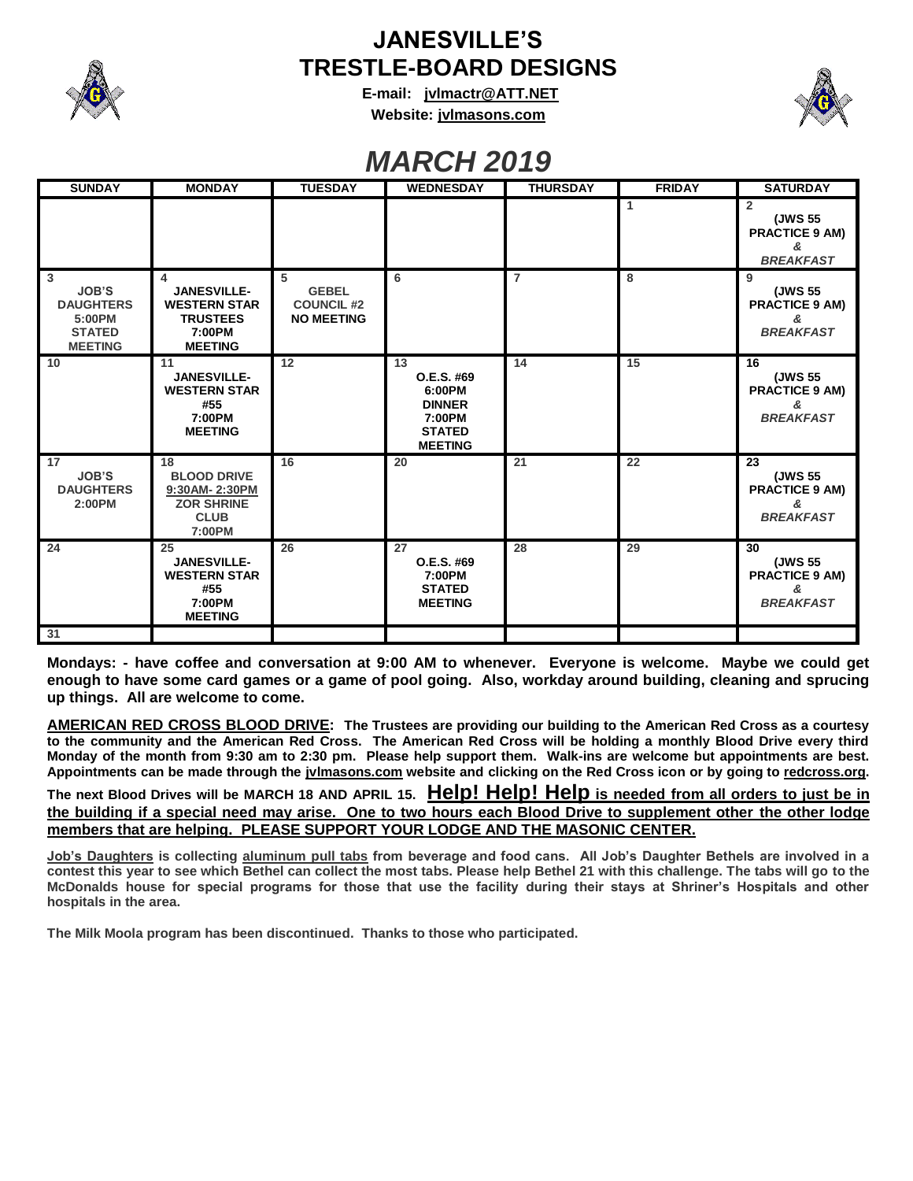# JANESVILLE'S TRESTLE-BOARD DESIGNS

**E-mail: jvlmactr@ATT.NET**

**Website: jvlmasons.com**

## *MARCH 2019*

| SUNDAY | MONDAY | TUESDAY | WEDNESDAY | THURSDAY | FRIDAY | SATURDAY |
|---|---|---|---|---|---|---|
| | | | | | 1 | 2 (JWS 55 PRACTICE 9 AM) & *BREAKFAST* |
| 3 JOB'S DAUGHTERS 5:00PM STATED MEETING | 4 JANESVILLE-WESTERN STAR TRUSTEES 7:00PM MEETING | 5 GEBEL COUNCIL #2 NO MEETING | 6 | 7 | 8 | 9 (JWS 55 PRACTICE 9 AM) & *BREAKFAST* |
| 10 | 11 JANESVILLE-WESTERN STAR #55 7:00PM MEETING | 12 | 13 O.E.S. #69 6:00PM DINNER 7:00PM STATED MEETING | 14 | 15 | 16 (JWS 55 PRACTICE 9 AM) & *BREAKFAST* |
| 17 JOB'S DAUGHTERS 2:00PM | 18 BLOOD DRIVE 9:30AM- 2:30PM ZOR SHRINE CLUB 7:00PM | 16 | 20 | 21 | 22 | 23 (JWS 55 PRACTICE 9 AM) & *BREAKFAST* |
| 24 | 25 JANESVILLE-WESTERN STAR #55 7:00PM MEETING | 26 | 27 O.E.S. #69 7:00PM STATED MEETING | 28 | 29 | 30 (JWS 55 PRACTICE 9 AM) & *BREAKFAST* |
| 31 | | | | | | |

**Mondays: - have coffee and conversation at 9:00 AM to whenever. Everyone is welcome. Maybe we could get enough to have some card games or a game of pool going. Also, workday around building, cleaning and sprucing up things. All are welcome to come.**

**AMERICAN RED CROSS BLOOD DRIVE: The Trustees are providing our building to the American Red Cross as a courtesy to the community and the American Red Cross. The American Red Cross will be holding a monthly Blood Drive every third Monday of the month from 9:30 am to 2:30 pm. Please help support them. Walk-ins are welcome but appointments are best. Appointments can be made through the jvlmasons.com website and clicking on the Red Cross icon or by going to redcross.org.**

**The next Blood Drives will be MARCH 18 AND APRIL 15. Help! Help! Help is needed from all orders to just be in the building if a special need may arise. One to two hours each Blood Drive to supplement other the other lodge members that are helping. PLEASE SUPPORT YOUR LODGE AND THE MASONIC CENTER.**

**Job's Daughters is collecting aluminum pull tabs from beverage and food cans. All Job's Daughter Bethels are involved in a contest this year to see which Bethel can collect the most tabs. Please help Bethel 21 with this challenge. The tabs will go to the McDonalds house for special programs for those that use the facility during their stays at Shriner's Hospitals and other hospitals in the area.**

**The Milk Moola program has been discontinued. Thanks to those who participated.**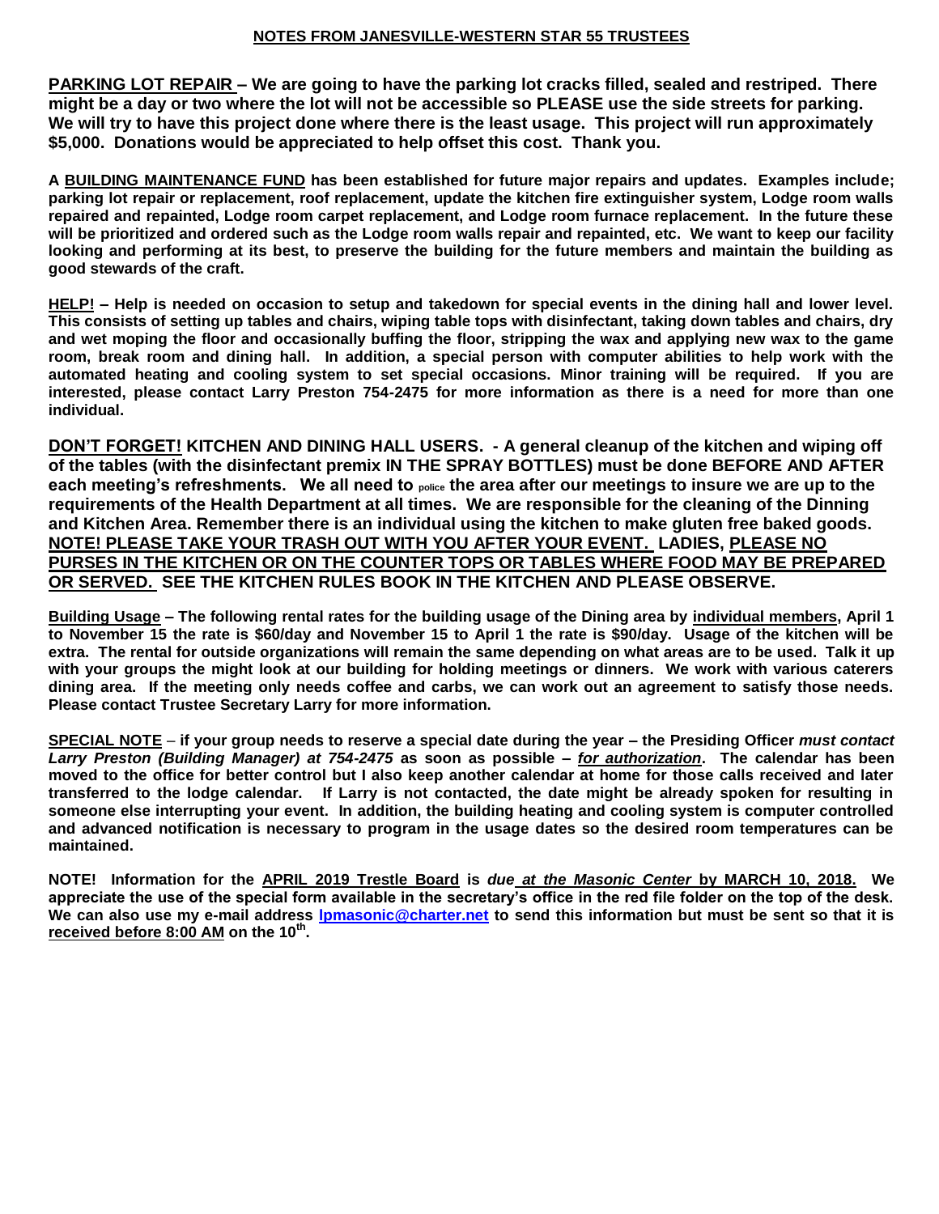**NOTES FROM JANESVILLE-WESTERN STAR 55 TRUSTEES**

**PARKING LOT REPAIR – We are going to have the parking lot cracks filled, sealed and restriped. There might be a day or two where the lot will not be accessible so PLEASE use the side streets for parking. We will try to have this project done where there is the least usage. This project will run approximately $5,000. Donations would be appreciated to help offset this cost. Thank you.**

**A BUILDING MAINTENANCE FUND has been established for future major repairs and updates. Examples include; parking lot repair or replacement, roof replacement, update the kitchen fire extinguisher system, Lodge room walls repaired and repainted, Lodge room carpet replacement, and Lodge room furnace replacement. In the future these will be prioritized and ordered such as the Lodge room walls repair and repainted, etc. We want to keep our facility looking and performing at its best, to preserve the building for the future members and maintain the building as good stewards of the craft.**

**HELP! – Help is needed on occasion to setup and takedown for special events in the dining hall and lower level. This consists of setting up tables and chairs, wiping table tops with disinfectant, taking down tables and chairs, dry and wet moping the floor and occasionally buffing the floor, stripping the wax and applying new wax to the game room, break room and dining hall. In addition, a special person with computer abilities to help work with the automated heating and cooling system to set special occasions. Minor training will be required. If you are interested, please contact Larry Preston 754-2475 for more information as there is a need for more than one individual.**

**DON'T FORGET! KITCHEN AND DINING HALL USERS. - A general cleanup of the kitchen and wiping off of the tables (with the disinfectant premix IN THE SPRAY BOTTLES) must be done BEFORE AND AFTER each meeting's refreshments. We all need to police the area after our meetings to insure we are up to the requirements of the Health Department at all times. We are responsible for the cleaning of the Dinning and Kitchen Area. Remember there is an individual using the kitchen to make gluten free baked goods. NOTE! PLEASE TAKE YOUR TRASH OUT WITH YOU AFTER YOUR EVENT. LADIES, PLEASE NO PURSES IN THE KITCHEN OR ON THE COUNTER TOPS OR TABLES WHERE FOOD MAY BE PREPARED OR SERVED. SEE THE KITCHEN RULES BOOK IN THE KITCHEN AND PLEASE OBSERVE.**

**Building Usage – The following rental rates for the building usage of the Dining area by individual members, April 1 to November 15 the rate is $60/day and November 15 to April 1 the rate is $90/day. Usage of the kitchen will be extra. The rental for outside organizations will remain the same depending on what areas are to be used. Talk it up with your groups the might look at our building for holding meetings or dinners. We work with various caterers dining area. If the meeting only needs coffee and carbs, we can work out an agreement to satisfy those needs. Please contact Trustee Secretary Larry for more information.**

**SPECIAL NOTE – if your group needs to reserve a special date during the year – the Presiding Officer *must contact Larry Preston (Building Manager) at 754-2475* as soon as possible – *for authorization*. The calendar has been moved to the office for better control but I also keep another calendar at home for those calls received and later transferred to the lodge calendar. If Larry is not contacted, the date might be already spoken for resulting in someone else interrupting your event. In addition, the building heating and cooling system is computer controlled and advanced notification is necessary to program in the usage dates so the desired room temperatures can be maintained.**

**NOTE! Information for the APRIL 2019 Trestle Board is *due at the Masonic Center* by MARCH 10, 2018. We appreciate the use of the special form available in the secretary's office in the red file folder on the top of the desk. We can also use my e-mail address lpmasonic@charter.net to send this information but must be sent so that it is received before 8:00 AM on the 10th.**